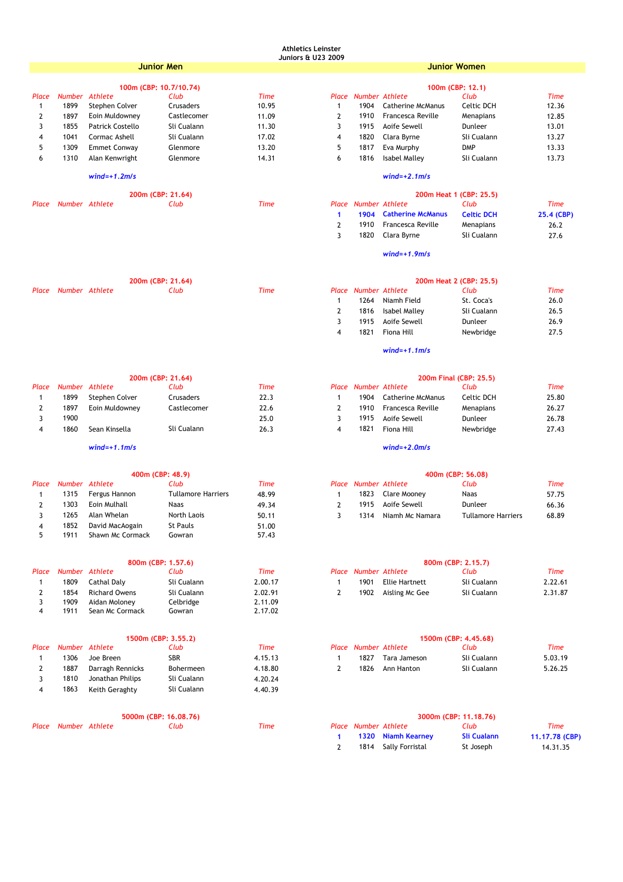# Athletics Leinster
## Juniors & U23 2009

## Junior Men

### 100m (CBP: 10.7/10.74)

| Place | Number | Athlete | Club | Time |
|---|---|---|---|---|
| 1 | 1899 | Stephen Colver | Crusaders | 10.95 |
| 2 | 1897 | Eoin Muldowney | Castlecomer | 11.09 |
| 3 | 1855 | Patrick Costello | Sli Cualann | 11.30 |
| 4 | 1041 | Cormac Ashell | Sli Cualann | 17.02 |
| 5 | 1309 | Emmet Conway | Glenmore | 13.20 |
| 6 | 1310 | Alan Kenwright | Glenmore | 14.31 |

*wind=+1.2m/s*

### 200m (CBP: 21.64)

| Place | Number | Athlete | Club | Time |
|---|---|---|---|---|

### 200m (CBP: 21.64)

| Place | Number | Athlete | Club | Time |
|---|---|---|---|---|

### 200m (CBP: 21.64)

| Place | Number | Athlete | Club | Time |
|---|---|---|---|---|
| 1 | 1899 | Stephen Colver | Crusaders | 22.3 |
| 2 | 1897 | Eoin Muldowney | Castlecomer | 22.6 |
| 3 | 1900 | | | 25.0 |
| 4 | 1860 | Sean Kinsella | Sli Cualann | 26.3 |

*wind=+1.1m/s*

### 400m (CBP: 48.9)

| Place | Number | Athlete | Club | Time |
|---|---|---|---|---|
| 1 | 1315 | Fergus Hannon | Tullamore Harriers | 48.99 |
| 2 | 1303 | Eoin Mulhall | Naas | 49.34 |
| 3 | 1265 | Alan Whelan | North Laois | 50.11 |
| 4 | 1852 | David MacAogain | St Pauls | 51.00 |
| 5 | 1911 | Shawn Mc Cormack | Gowran | 57.43 |

### 800m (CBP: 1.57.6)

| Place | Number | Athlete | Club | Time |
|---|---|---|---|---|
| 1 | 1809 | Cathal Daly | Sli Cualann | 2.00.17 |
| 2 | 1854 | Richard Owens | Sli Cualann | 2.02.91 |
| 3 | 1909 | Aidan Moloney | Celbridge | 2.11.09 |
| 4 | 1911 | Sean Mc Cormack | Gowran | 2.17.02 |

### 1500m (CBP: 3.55.2)

| Place | Number | Athlete | Club | Time |
|---|---|---|---|---|
| 1 | 1306 | Joe Breen | SBR | 4.15.13 |
| 2 | 1887 | Darragh Rennicks | Bohermeen | 4.18.80 |
| 3 | 1810 | Jonathan Philips | Sli Cualann | 4.20.24 |
| 4 | 1863 | Keith Geraghty | Sli Cualann | 4.40.39 |

### 5000m (CBP: 16.08.76)

| Place | Number | Athlete | Club | Time |
|---|---|---|---|---|

## Junior Women

### 100m (CBP: 12.1)

| Place | Number | Athlete | Club | Time |
|---|---|---|---|---|
| 1 | 1904 | Catherine McManus | Celtic DCH | 12.36 |
| 2 | 1910 | Francesca Reville | Menapians | 12.85 |
| 3 | 1915 | Aoife Sewell | Dunleer | 13.01 |
| 4 | 1820 | Clara Byrne | Sli Cualann | 13.27 |
| 5 | 1817 | Eva Murphy | DMP | 13.33 |
| 6 | 1816 | Isabel Malley | Sli Cualann | 13.73 |

*wind=+2.1m/s*

### 200m Heat 1 (CBP: 25.5)

| Place | Number | Athlete | Club | Time |
|---|---|---|---|---|
| 1 | 1904 | Catherine McManus | Celtic DCH | 25.4 (CBP) |
| 2 | 1910 | Francesca Reville | Menapians | 26.2 |
| 3 | 1820 | Clara Byrne | Sli Cualann | 27.6 |

*wind=+1.9m/s*

### 200m Heat 2 (CBP: 25.5)

| Place | Number | Athlete | Club | Time |
|---|---|---|---|---|
| 1 | 1264 | Niamh Field | St. Coca's | 26.0 |
| 2 | 1816 | Isabel Malley | Sli Cualann | 26.5 |
| 3 | 1915 | Aoife Sewell | Dunleer | 26.9 |
| 4 | 1821 | Fiona Hill | Newbridge | 27.5 |

*wind=+1.1m/s*

### 200m Final (CBP: 25.5)

| Place | Number | Athlete | Club | Time |
|---|---|---|---|---|
| 1 | 1904 | Catherine McManus | Celtic DCH | 25.80 |
| 2 | 1910 | Francesca Reville | Menapians | 26.27 |
| 3 | 1915 | Aoife Sewell | Dunleer | 26.78 |
| 4 | 1821 | Fiona Hill | Newbridge | 27.43 |

*wind=+2.0m/s*

### 400m (CBP: 56.08)

| Place | Number | Athlete | Club | Time |
|---|---|---|---|---|
| 1 | 1823 | Clare Mooney | Naas | 57.75 |
| 2 | 1915 | Aoife Sewell | Dunleer | 66.36 |
| 3 | 1314 | Niamh Mc Namara | Tullamore Harriers | 68.89 |

### 800m (CBP: 2.15.7)

| Place | Number | Athlete | Club | Time |
|---|---|---|---|---|
| 1 | 1901 | Ellie Hartnett | Sli Cualann | 2.22.61 |
| 2 | 1902 | Aisling Mc Gee | Sli Cualann | 2.31.87 |

### 1500m (CBP: 4.45.68)

| Place | Number | Athlete | Club | Time |
|---|---|---|---|---|
| 1 | 1827 | Tara Jameson | Sli Cualann | 5.03.19 |
| 2 | 1826 | Ann Hanton | Sli Cualann | 5.26.25 |

### 3000m (CBP: 11.18.76)

| Place | Number | Athlete | Club | Time |
|---|---|---|---|---|
| 1 | 1320 | Niamh Kearney | Sli Cualann | 11.17.78 (CBP) |
| 2 | 1814 | Sally Forristal | St Joseph | 14.31.35 |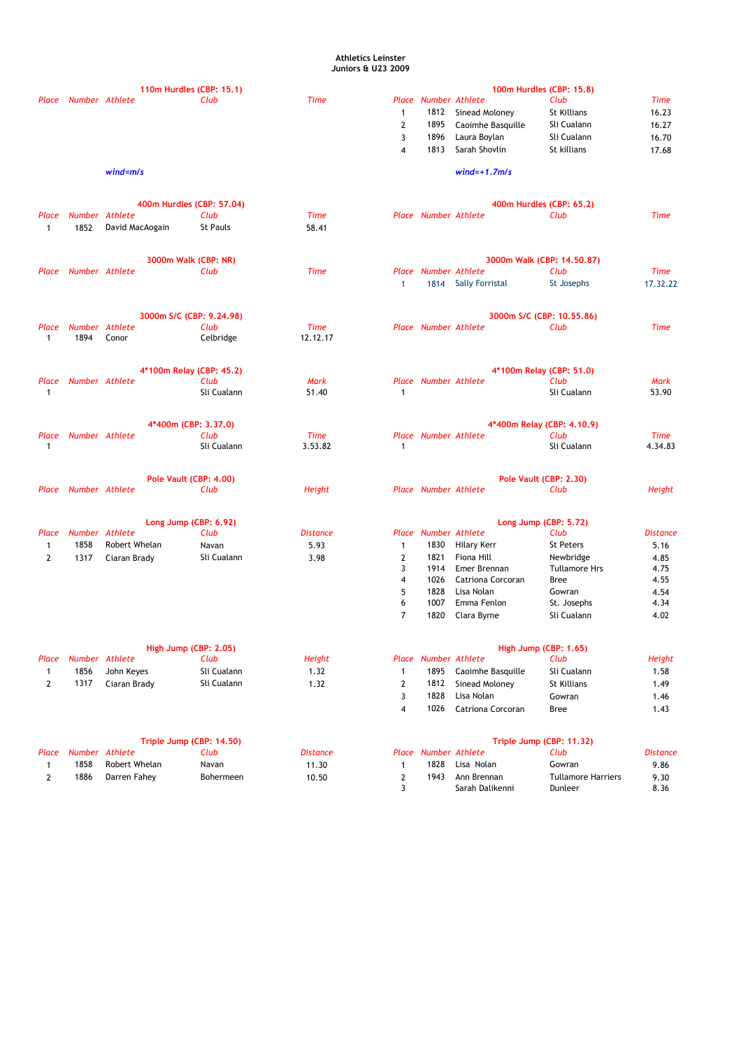**Athletics Leinster**
**Juniors & U23 2009**

### 110m Hurdles (CBP: 15.1)

| Place | Number | Athlete | Club | Time |
|---|---|---|---|---|

*wind=m/s*

### 100m Hurdles (CBP: 15.8)

| Place | Number | Athlete | Club | Time |
|---|---|---|---|---|
| 1 | 1812 | Sinead Moloney | St Killians | 16.23 |
| 2 | 1895 | Caoimhe Basquille | Sli Cualann | 16.27 |
| 3 | 1896 | Laura Boylan | Sli Cualann | 16.70 |
| 4 | 1813 | Sarah Shovlin | St killians | 17.68 |

*wind=+1.7m/s*

### 400m Hurdles (CBP: 57.04)

| Place | Number | Athlete | Club | Time |
|---|---|---|---|---|
| 1 | 1852 | David MacAogain | St Pauls | 58.41 |

### 400m Hurdles (CBP: 65.2)

| Place | Number | Athlete | Club | Time |
|---|---|---|---|---|

### 3000m Walk (CBP: NR)

| Place | Number | Athlete | Club | Time |
|---|---|---|---|---|

### 3000m Walk (CBP: 14.50.87)

| Place | Number | Athlete | Club | Time |
|---|---|---|---|---|
| 1 | 1814 | Sally Forristal | St Josephs | 17.32.22 |

### 3000m S/C (CBP: 9.24.98)

| Place | Number | Athlete | Club | Time |
|---|---|---|---|---|
| 1 | 1894 | Conor | Celbridge | 12.12.17 |

### 3000m S/C (CBP: 10.55.86)

| Place | Number | Athlete | Club | Time |
|---|---|---|---|---|

### 4*100m Relay (CBP: 45.2)

| Place | Number | Athlete | Club | Mark |
|---|---|---|---|---|
| 1 | | | Sli Cualann | 51.40 |

### 4*100m Relay (CBP: 51.0)

| Place | Number | Athlete | Club | Mark |
|---|---|---|---|---|
| 1 | | | Sli Cualann | 53.90 |

### 4*400m (CBP: 3.37.0)

| Place | Number | Athlete | Club | Time |
|---|---|---|---|---|
| 1 | | | Sli Cualann | 3.53.82 |

### 4*400m Relay (CBP: 4.10.9)

| Place | Number | Athlete | Club | Time |
|---|---|---|---|---|
| 1 | | | Sli Cualann | 4.34.83 |

### Pole Vault (CBP: 4.00)

| Place | Number | Athlete | Club | Height |
|---|---|---|---|---|

### Pole Vault (CBP: 2.30)

| Place | Number | Athlete | Club | Height |
|---|---|---|---|---|

### Long Jump (CBP: 6.92)

| Place | Number | Athlete | Club | Distance |
|---|---|---|---|---|
| 1 | 1858 | Robert Whelan | Navan | 5.93 |
| 2 | 1317 | Ciaran Brady | Sli Cualann | 3.98 |

### Long Jump (CBP: 5.72)

| Place | Number | Athlete | Club | Distance |
|---|---|---|---|---|
| 1 | 1830 | Hilary Kerr | St Peters | 5.16 |
| 2 | 1821 | Fiona Hill | Newbridge | 4.85 |
| 3 | 1914 | Emer Brennan | Tullamore Hrs | 4.75 |
| 4 | 1026 | Catriona Corcoran | Bree | 4.55 |
| 5 | 1828 | Lisa Nolan | Gowran | 4.54 |
| 6 | 1007 | Emma Fenlon | St. Josephs | 4.34 |
| 7 | 1820 | Clara Byrne | Sli Cualann | 4.02 |

### High Jump (CBP: 2.05)

| Place | Number | Athlete | Club | Height |
|---|---|---|---|---|
| 1 | 1856 | John Keyes | Sli Cualann | 1.32 |
| 2 | 1317 | Ciaran Brady | Sli Cualann | 1.32 |

### High Jump (CBP: 1.65)

| Place | Number | Athlete | Club | Height |
|---|---|---|---|---|
| 1 | 1895 | Caoimhe Basquille | Sli Cualann | 1.58 |
| 2 | 1812 | Sinead Moloney | St Killians | 1.49 |
| 3 | 1828 | Lisa Nolan | Gowran | 1.46 |
| 4 | 1026 | Catriona Corcoran | Bree | 1.43 |

### Triple Jump (CBP: 14.50)

| Place | Number | Athlete | Club | Distance |
|---|---|---|---|---|
| 1 | 1858 | Robert Whelan | Navan | 11.30 |
| 2 | 1886 | Darren Fahey | Bohermeen | 10.50 |

### Triple Jump (CBP: 11.32)

| Place | Number | Athlete | Club | Distance |
|---|---|---|---|---|
| 1 | 1828 | Lisa Nolan | Gowran | 9.86 |
| 2 | 1943 | Ann Brennan | Tullamore Harriers | 9.30 |
| 3 | | Sarah Dalikenni | Dunleer | 8.36 |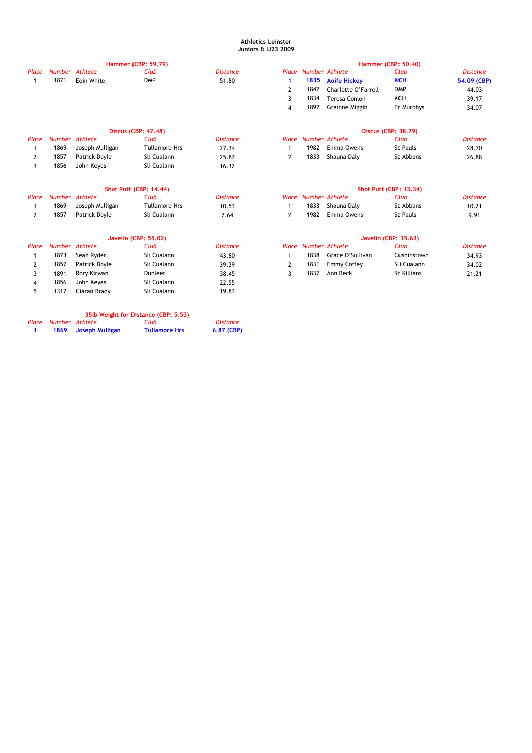**Athletics Leinster**
**Juniors & U23 2009**

### Hammer (CBP: 59.79)

| Place | Number | Athlete | Club | Distance |
|---|---|---|---|---|
| 1 | 1871 | Eoin White | DMP | 51.80 |

### Hammer (CBP: 50.40)

| Place | Number | Athlete | Club | Distance |
|---|---|---|---|---|
| **1** | **1835** | **Aoife Hickey** | **KCH** | **54.09 (CBP)** |
| 2 | 1842 | Charlotte O'Farrell | DMP | 44.03 |
| 3 | 1834 | Teresa Conlon | KCH | 39.17 |
| 4 | 1892 | Grainne Miggin | Fr Murphys | 34.07 |

### Discus (CBP: 42.48)

| Place | Number | Athlete | Club | Distance |
|---|---|---|---|---|
| 1 | 1869 | Joseph Mulligan | Tullamore Hrs | 27.34 |
| 2 | 1857 | Patrick Doyle | Sli Cualann | 25.87 |
| 3 | 1856 | John Keyes | Sli Cualann | 16.32 |

### Discus (CBP: 38.79)

| Place | Number | Athlete | Club | Distance |
|---|---|---|---|---|
| 1 | 1982 | Emma Owens | St Pauls | 28.70 |
| 2 | 1833 | Shauna Daly | St Abbans | 26.88 |

### Shot Putt (CBP: 14.44)

| Place | Number | Athlete | Club | Distance |
|---|---|---|---|---|
| 1 | 1869 | Joseph Mulligan | Tullamore Hrs | 10.53 |
| 2 | 1857 | Patrick Doyle | Sli Cualann | 7.64 |

### Shot Putt (CBP: 13.34)

| Place | Number | Athlete | Club | Distance |
|---|---|---|---|---|
| 1 | 1833 | Shauna Daly | St Abbans | 10.21 |
| 2 | 1982 | Emma Owens | St Pauls | 9.91 |

### Javelin (CBP: 55.02)

| Place | Number | Athlete | Club | Distance |
|---|---|---|---|---|
| 1 | 1873 | Sean Ryder | Sli Cualann | 43.80 |
| 2 | 1857 | Patrick Doyle | Sli Cualann | 39.39 |
| 3 | 1891 | Rory Kirwan | Dunleer | 38.45 |
| 4 | 1856 | John Keyes | Sli Cualann | 22.55 |
| 5 | 1317 | Ciaran Brady | Sli Cualann | 19.83 |

### Javelin (CBP: 35.63)

| Place | Number | Athlete | Club | Distance |
|---|---|---|---|---|
| 1 | 1838 | Grace O'Sullivan | Cushinstown | 34.93 |
| 2 | 1831 | Emmy Coffey | Sli Cualann | 34.02 |
| 3 | 1837 | Ann Reck | St Killians | 21.21 |

### 35lb Weight for Distance (CBP: 5.53)

| Place | Number | Athlete | Club | Distance |
|---|---|---|---|---|
| **1** | **1869** | **Joseph Mulligan** | **Tullamore Hrs** | **6.87 (CBP)** |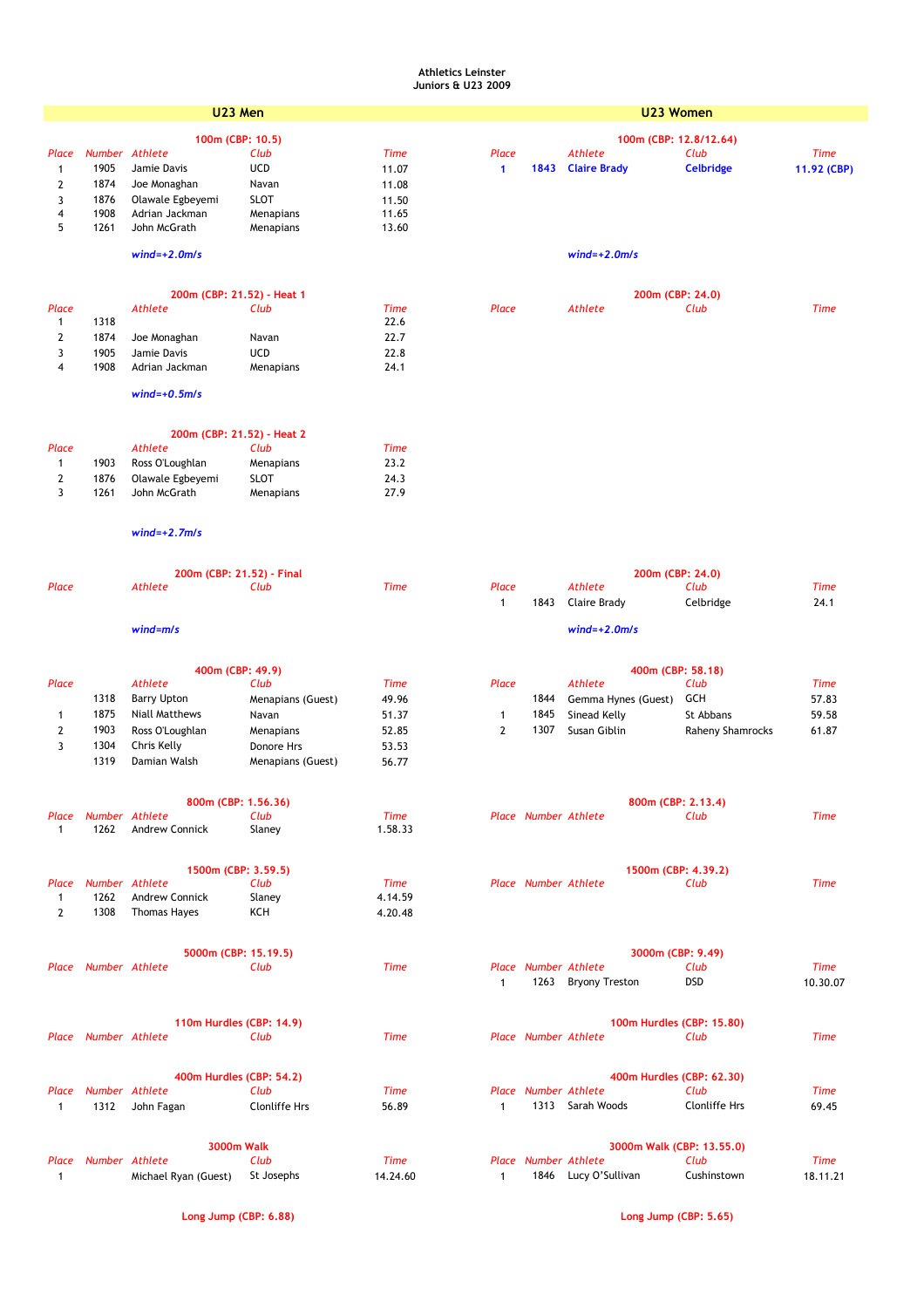**Athletics Leinster**
**Juniors & U23 2009**

## U23 Men

### 100m (CBP: 10.5)

| Place | Number | Athlete | Club | Time |
|---|---|---|---|---|
| 1 | 1905 | Jamie Davis | UCD | 11.07 |
| 2 | 1874 | Joe Monaghan | Navan | 11.08 |
| 3 | 1876 | Olawale Egbeyemi | SLOT | 11.50 |
| 4 | 1908 | Adrian Jackman | Menapians | 11.65 |
| 5 | 1261 | John McGrath | Menapians | 13.60 |

*wind=+2.0m/s*

### 200m (CBP: 21.52) - Heat 1

| Place | | Athlete | Club | Time |
|---|---|---|---|---|
| 1 | 1318 | | | 22.6 |
| 2 | 1874 | Joe Monaghan | Navan | 22.7 |
| 3 | 1905 | Jamie Davis | UCD | 22.8 |
| 4 | 1908 | Adrian Jackman | Menapians | 24.1 |

*wind=+0.5m/s*

### 200m (CBP: 21.52) - Heat 2

| Place | | Athlete | Club | Time |
|---|---|---|---|---|
| 1 | 1903 | Ross O'Loughlan | Menapians | 23.2 |
| 2 | 1876 | Olawale Egbeyemi | SLOT | 24.3 |
| 3 | 1261 | John McGrath | Menapians | 27.9 |

*wind=+2.7m/s*

### 200m (CBP: 21.52) - Final

| Place | | Athlete | Club | Time |
|---|---|---|---|---|

*wind=m/s*

### 400m (CBP: 49.9)

| Place | | Athlete | Club | Time |
|---|---|---|---|---|
| | 1318 | Barry Upton | Menapians (Guest) | 49.96 |
| 1 | 1875 | Niall Matthews | Navan | 51.37 |
| 2 | 1903 | Ross O'Loughlan | Menapians | 52.85 |
| 3 | 1304 | Chris Kelly | Donore Hrs | 53.53 |
| | 1319 | Damian Walsh | Menapians (Guest) | 56.77 |

### 800m (CBP: 1.56.36)

| Place | Number | Athlete | Club | Time |
|---|---|---|---|---|
| 1 | 1262 | Andrew Connick | Slaney | 1.58.33 |

### 1500m (CBP: 3.59.5)

| Place | Number | Athlete | Club | Time |
|---|---|---|---|---|
| 1 | 1262 | Andrew Connick | Slaney | 4.14.59 |
| 2 | 1308 | Thomas Hayes | KCH | 4.20.48 |

### 5000m (CBP: 15.19.5)

| Place | Number | Athlete | Club | Time |
|---|---|---|---|---|

### 110m Hurdles (CBP: 14.9)

| Place | Number | Athlete | Club | Time |
|---|---|---|---|---|

### 400m Hurdles (CBP: 54.2)

| Place | Number | Athlete | Club | Time |
|---|---|---|---|---|
| 1 | 1312 | John Fagan | Clonliffe Hrs | 56.89 |

### 3000m Walk

| Place | Number | Athlete | Club | Time |
|---|---|---|---|---|
| 1 | | Michael Ryan (Guest) | St Josephs | 14.24.60 |

### Long Jump (CBP: 6.88)

## U23 Women

### 100m (CBP: 12.8/12.64)

| Place | | Athlete | Club | Time |
|---|---|---|---|---|
| **1** | **1843** | **Claire Brady** | **Celbridge** | **11.92 (CBP)** |

*wind=+2.0m/s*

### 200m (CBP: 24.0)

| Place | | Athlete | Club | Time |
|---|---|---|---|---|
| 1 | 1843 | Claire Brady | Celbridge | 24.1 |

*wind=+2.0m/s*

### 400m (CBP: 58.18)

| Place | | Athlete | Club | Time |
|---|---|---|---|---|
| | 1844 | Gemma Hynes (Guest) | GCH | 57.83 |
| 1 | 1845 | Sinead Kelly | St Abbans | 59.58 |
| 2 | 1307 | Susan Giblin | Raheny Shamrocks | 61.87 |

### 800m (CBP: 2.13.4)

| Place | Number | Athlete | Club | Time |
|---|---|---|---|---|

### 1500m (CBP: 4.39.2)

| Place | Number | Athlete | Club | Time |
|---|---|---|---|---|

### 3000m (CBP: 9.49)

| Place | Number | Athlete | Club | Time |
|---|---|---|---|---|
| 1 | 1263 | Bryony Treston | DSD | 10.30.07 |

### 100m Hurdles (CBP: 15.80)

| Place | Number | Athlete | Club | Time |
|---|---|---|---|---|

### 400m Hurdles (CBP: 62.30)

| Place | Number | Athlete | Club | Time |
|---|---|---|---|---|
| 1 | 1313 | Sarah Woods | Clonliffe Hrs | 69.45 |

### 3000m Walk (CBP: 13.55.0)

| Place | Number | Athlete | Club | Time |
|---|---|---|---|---|
| 1 | 1846 | Lucy O'Sullivan | Cushinstown | 18.11.21 |

### Long Jump (CBP: 5.65)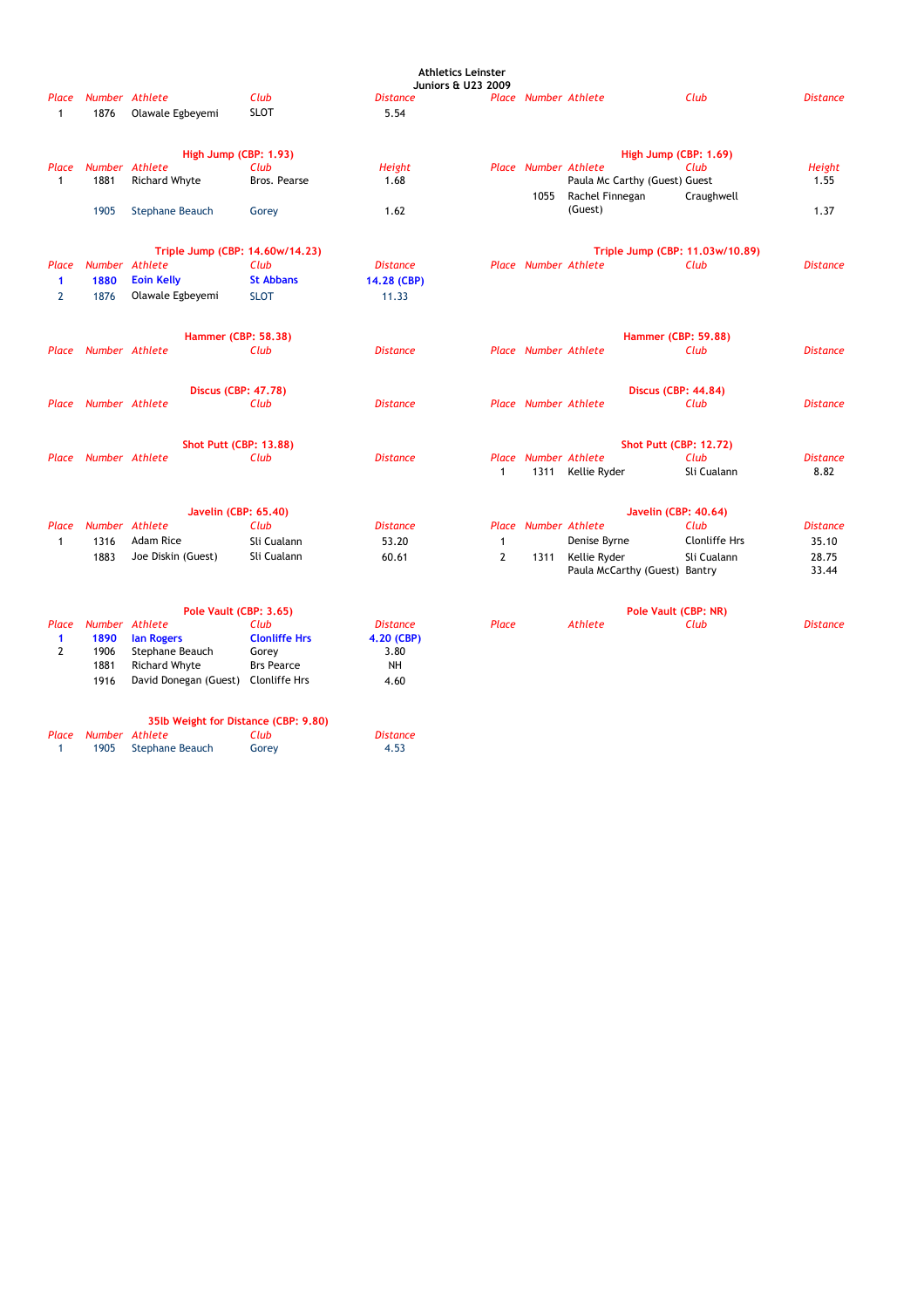**Athletics Leinster**
**Juniors & U23 2009**

| Place | Number | Athlete | Club | Distance |
|---|---|---|---|---|
| 1 | 1876 | Olawale Egbeyemi | SLOT | 5.54 |

### High Jump (CBP: 1.93)

| Place | Number | Athlete | Club | Height |
|---|---|---|---|---|
| 1 | 1881 | Richard Whyte | Bros. Pearse | 1.68 |
| | 1905 | Stephane Beauch | Gorey | 1.62 |

### High Jump (CBP: 1.69)

| Place | Number | Athlete | Club | Height |
|---|---|---|---|---|
| | | Paula Mc Carthy (Guest) | Guest | 1.55 |
| | 1055 | Rachel Finnegan (Guest) | Craughwell | 1.37 |

### Triple Jump (CBP: 14.60w/14.23)

| Place | Number | Athlete | Club | Distance |
|---|---|---|---|---|
| **1** | **1880** | **Eoin Kelly** | **St Abbans** | **14.28 (CBP)** |
| 2 | 1876 | Olawale Egbeyemi | SLOT | 11.33 |

### Triple Jump (CBP: 11.03w/10.89)

| Place | Number | Athlete | Club | Distance |
|---|---|---|---|---|

### Hammer (CBP: 58.38)

| Place | Number | Athlete | Club | Distance |
|---|---|---|---|---|

### Hammer (CBP: 59.88)

| Place | Number | Athlete | Club | Distance |
|---|---|---|---|---|

### Discus (CBP: 47.78)

| Place | Number | Athlete | Club | Distance |
|---|---|---|---|---|

### Discus (CBP: 44.84)

| Place | Number | Athlete | Club | Distance |
|---|---|---|---|---|

### Shot Putt (CBP: 13.88)

| Place | Number | Athlete | Club | Distance |
|---|---|---|---|---|

### Shot Putt (CBP: 12.72)

| Place | Number | Athlete | Club | Distance |
|---|---|---|---|---|
| 1 | 1311 | Kellie Ryder | Sli Cualann | 8.82 |

### Javelin (CBP: 65.40)

| Place | Number | Athlete | Club | Distance |
|---|---|---|---|---|
| 1 | 1316 | Adam Rice | Sli Cualann | 53.20 |
| | 1883 | Joe Diskin (Guest) | Sli Cualann | 60.61 |

### Javelin (CBP: 40.64)

| Place | Number | Athlete | Club | Distance |
|---|---|---|---|---|
| 1 | | Denise Byrne | Clonliffe Hrs | 35.10 |
| 2 | 1311 | Kellie Ryder | Sli Cualann | 28.75 |
| | | Paula McCarthy (Guest) | Bantry | 33.44 |

### Pole Vault (CBP: 3.65)

| Place | Number | Athlete | Club | Distance |
|---|---|---|---|---|
| **1** | **1890** | **Ian Rogers** | **Clonliffe Hrs** | **4.20 (CBP)** |
| 2 | 1906 | Stephane Beauch | Gorey | 3.80 |
| | 1881 | Richard Whyte | Brs Pearce | NH |
| | 1916 | David Donegan (Guest) | Clonliffe Hrs | 4.60 |

### Pole Vault (CBP: NR)

| Place | Athlete | Club | Distance |
|---|---|---|---|

### 35lb Weight for Distance (CBP: 9.80)

| Place | Number | Athlete | Club | Distance |
|---|---|---|---|---|
| 1 | 1905 | Stephane Beauch | Gorey | 4.53 |